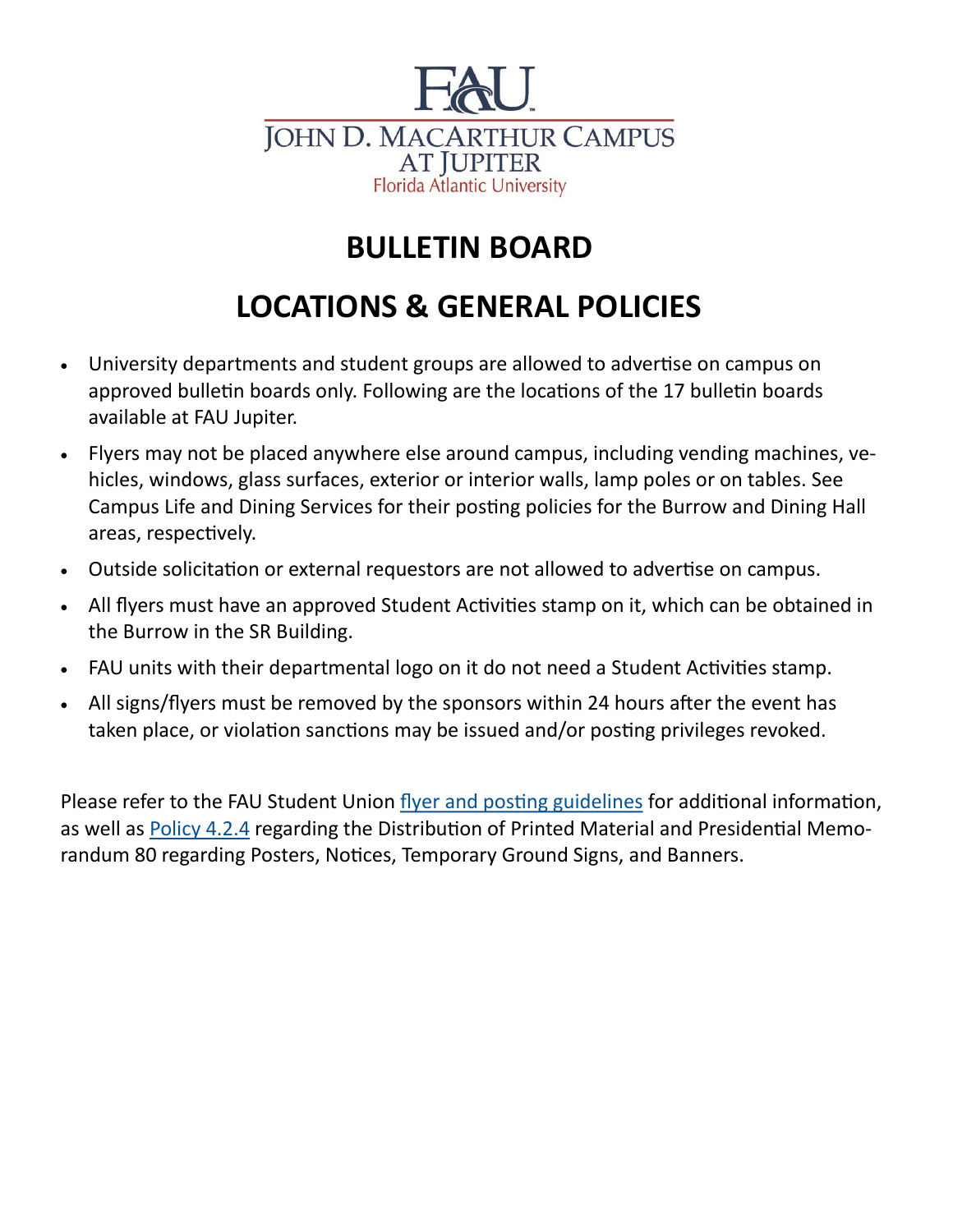FAU

JOHN D. MACARTHUR CAMPUS AT JUPITER

Florida Atlantic University

# BULLETIN BOARD

# LOCATIONS & GENERAL POLICIES

- University departments and student groups are allowed to advertise on campus on approved bulletin boards only. Following are the locations of the 17 bulletin boards available at FAU Jupiter.
- Flyers may not be placed anywhere else around campus, including vending machines, vehicles, windows, glass surfaces, exterior or interior walls, lamp poles or on tables. See Campus Life and Dining Services for their posting policies for the Burrow and Dining Hall areas, respectively.
- Outside solicitation or external requestors are not allowed to advertise on campus.
- All flyers must have an approved Student Activities stamp on it, which can be obtained in the Burrow in the SR Building.
- FAU units with their departmental logo on it do not need a Student Activities stamp.
- All signs/flyers must be removed by the sponsors within 24 hours after the event has taken place, or violation sanctions may be issued and/or posting privileges revoked.

Please refer to the FAU Student Union flyer and posting guidelines for additional information, as well as Policy 4.2.4 regarding the Distribution of Printed Material and Presidential Memorandum 80 regarding Posters, Notices, Temporary Ground Signs, and Banners.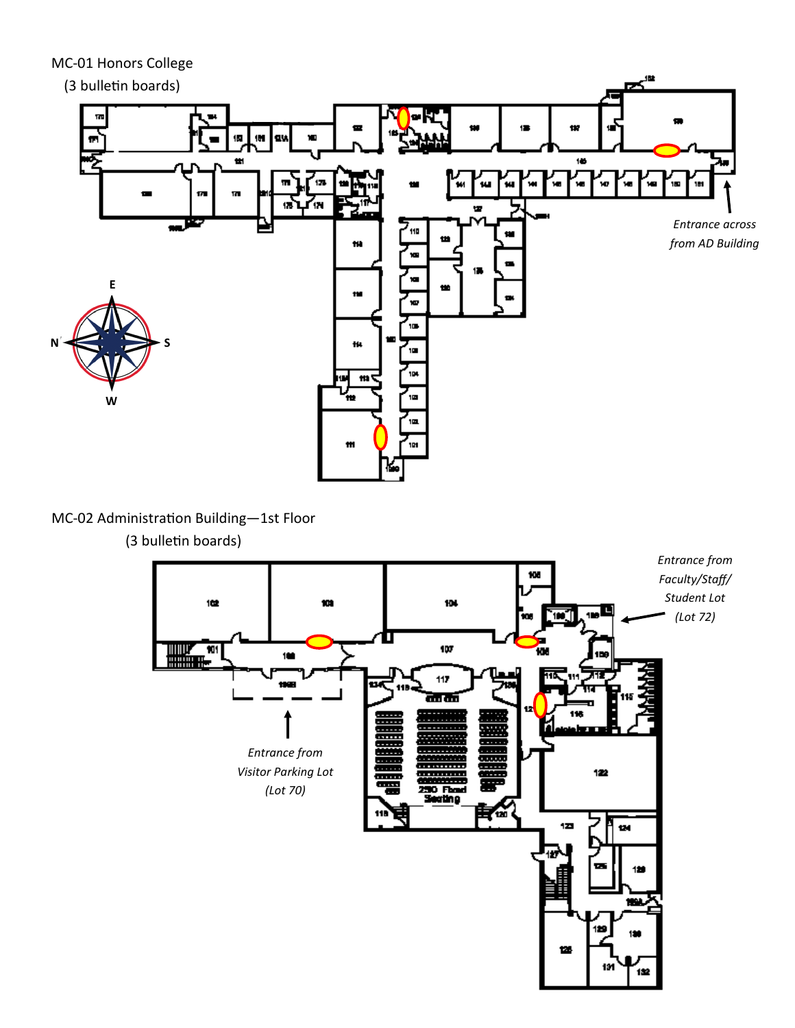MC-01 Honors College

(3 bulletin boards)

*Entrance across from AD Building*

E

N S

W

MC-02 Administration Building—1st Floor

(3 bulletin boards)

*Entrance from Faculty/Staff/ Student Lot (Lot 72)*

*Entrance from Visitor Parking Lot (Lot 70)*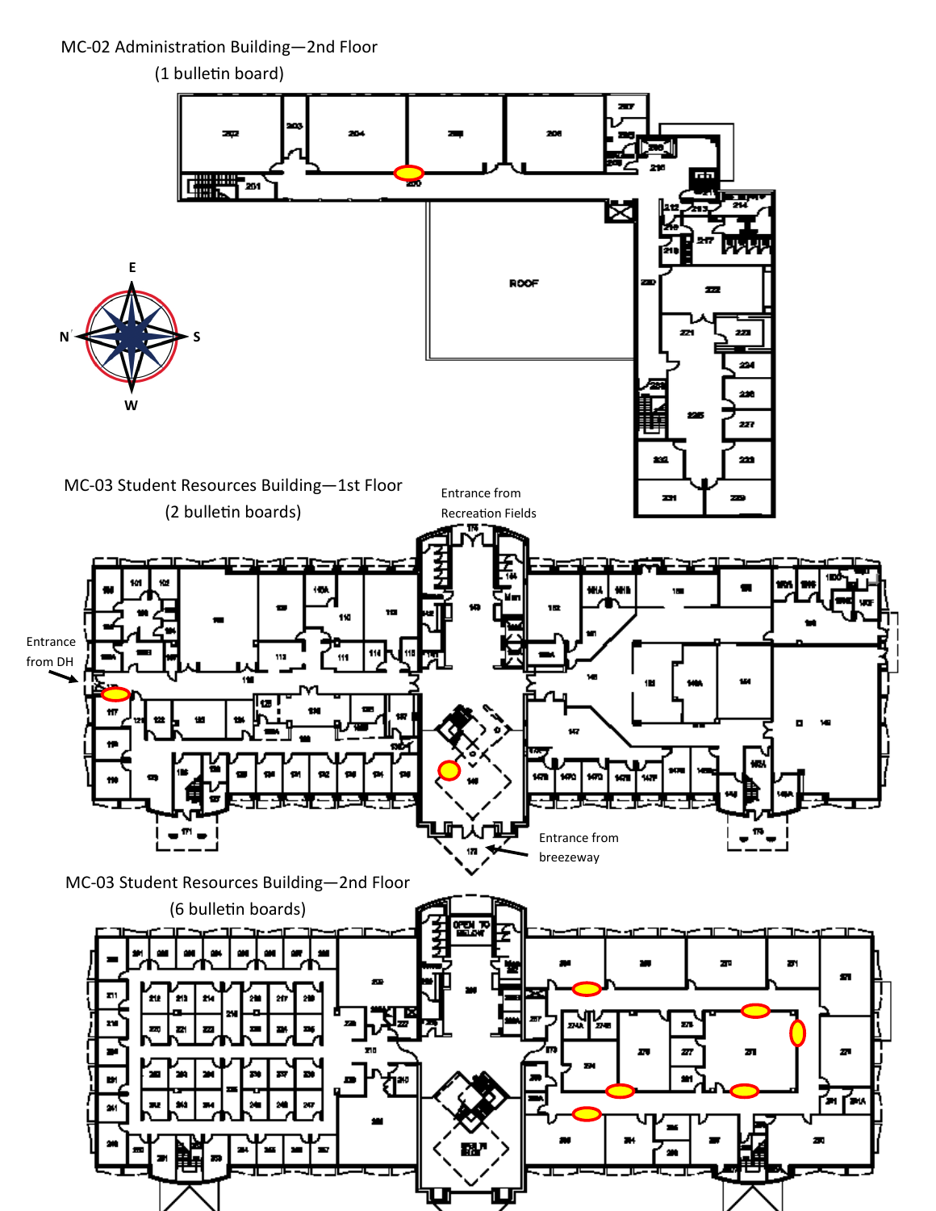MC-02 Administration Building—2nd Floor

(1 bulletin board)

MC-03 Student Resources Building—1st Floor

(2 bulletin boards)

Entrance from Recreation Fields

Entrance from DH

Entrance from breezeway

MC-03 Student Resources Building—2nd Floor

(6 bulletin boards)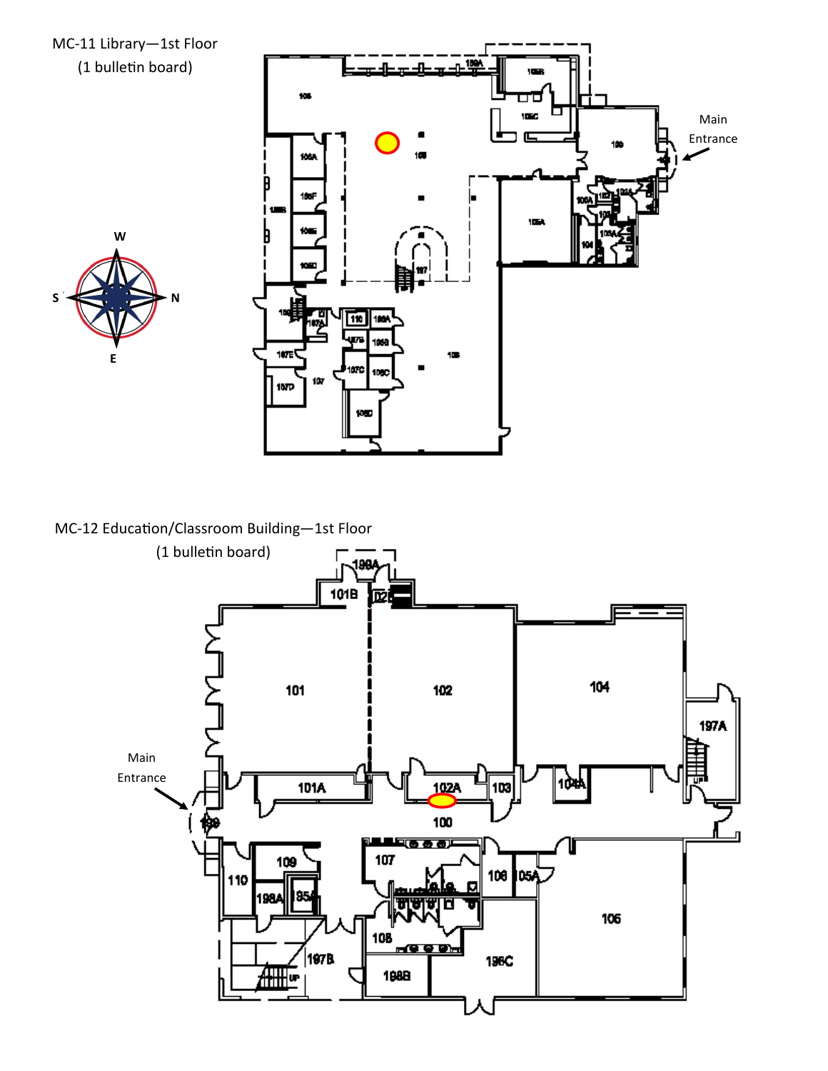MC-11 Library—1st Floor

(1 bulletin board)

Main Entrance

W

S

N

E

MC-12 Education/Classroom Building—1st Floor

(1 bulletin board)

Main Entrance

101B

101

102

104

197A

101A

102A

103

104A

100

109

110

107

106

105A

106

108

196C

198B

197B